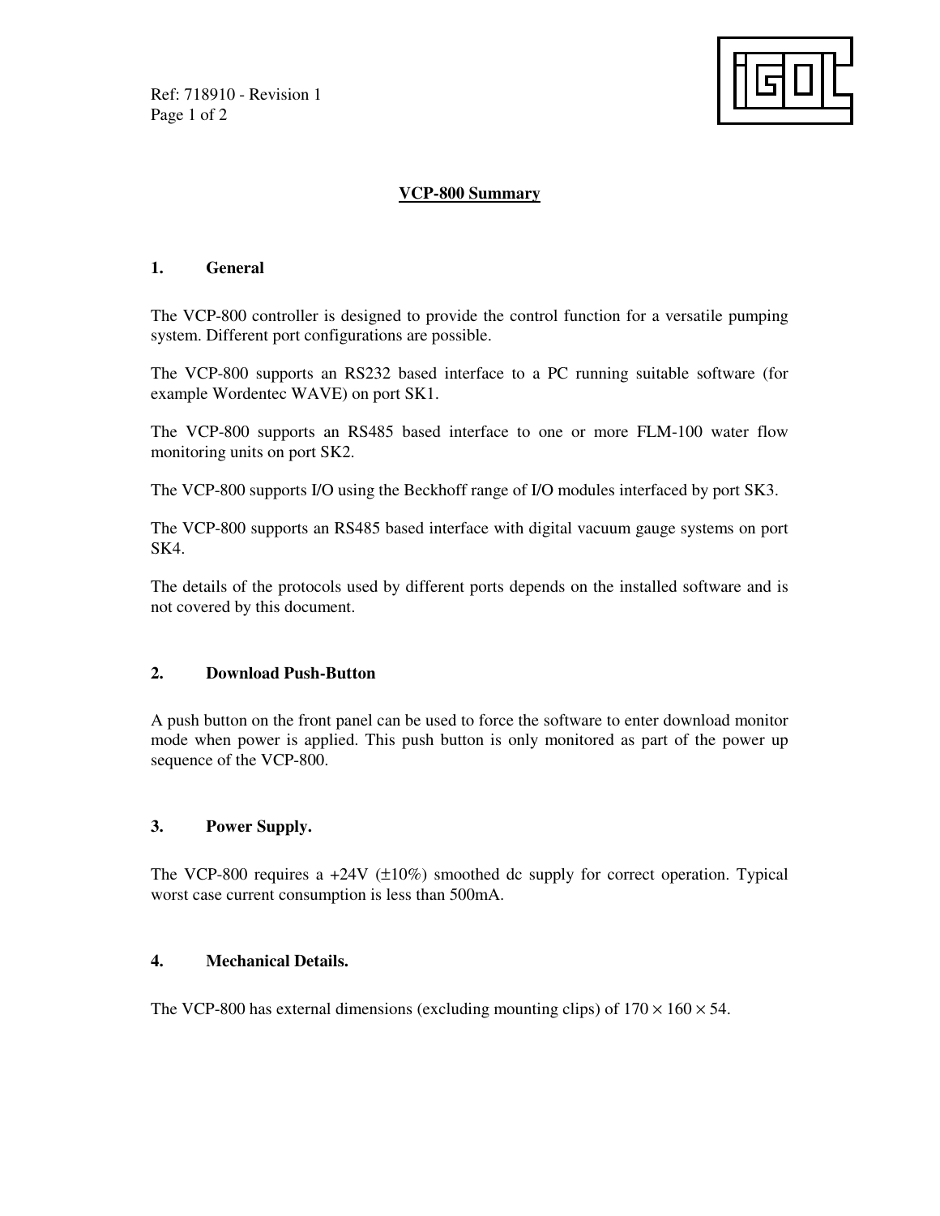Ref: 718910 - Revision 1

# VCP-800 Summary

## 1. General

The VCP-800 controller is designed to provide the control function for a versatile pumping system. Different port configurations are possible.

The VCP-800 supports an RS232 based interface to a PC running suitable software (for example Wordentec WAVE) on port SK1.

The VCP-800 supports an RS485 based interface to one or more FLM-100 water flow monitoring units on port SK2.

The VCP-800 supports I/O using the Beckhoff range of I/O modules interfaced by port SK3.

The VCP-800 supports an RS485 based interface with digital vacuum gauge systems on port SK4.

The details of the protocols used by different ports depends on the installed software and is not covered by this document.

## 2. Download Push-Button

A push button on the front panel can be used to force the software to enter download monitor mode when power is applied. This push button is only monitored as part of the power up sequence of the VCP-800.

## 3. Power Supply.

The VCP-800 requires a +24V (±10%) smoothed dc supply for correct operation. Typical worst case current consumption is less than 500mA.

## 4. Mechanical Details.

The VCP-800 has external dimensions (excluding mounting clips) of $170 \times 160 \times 54$.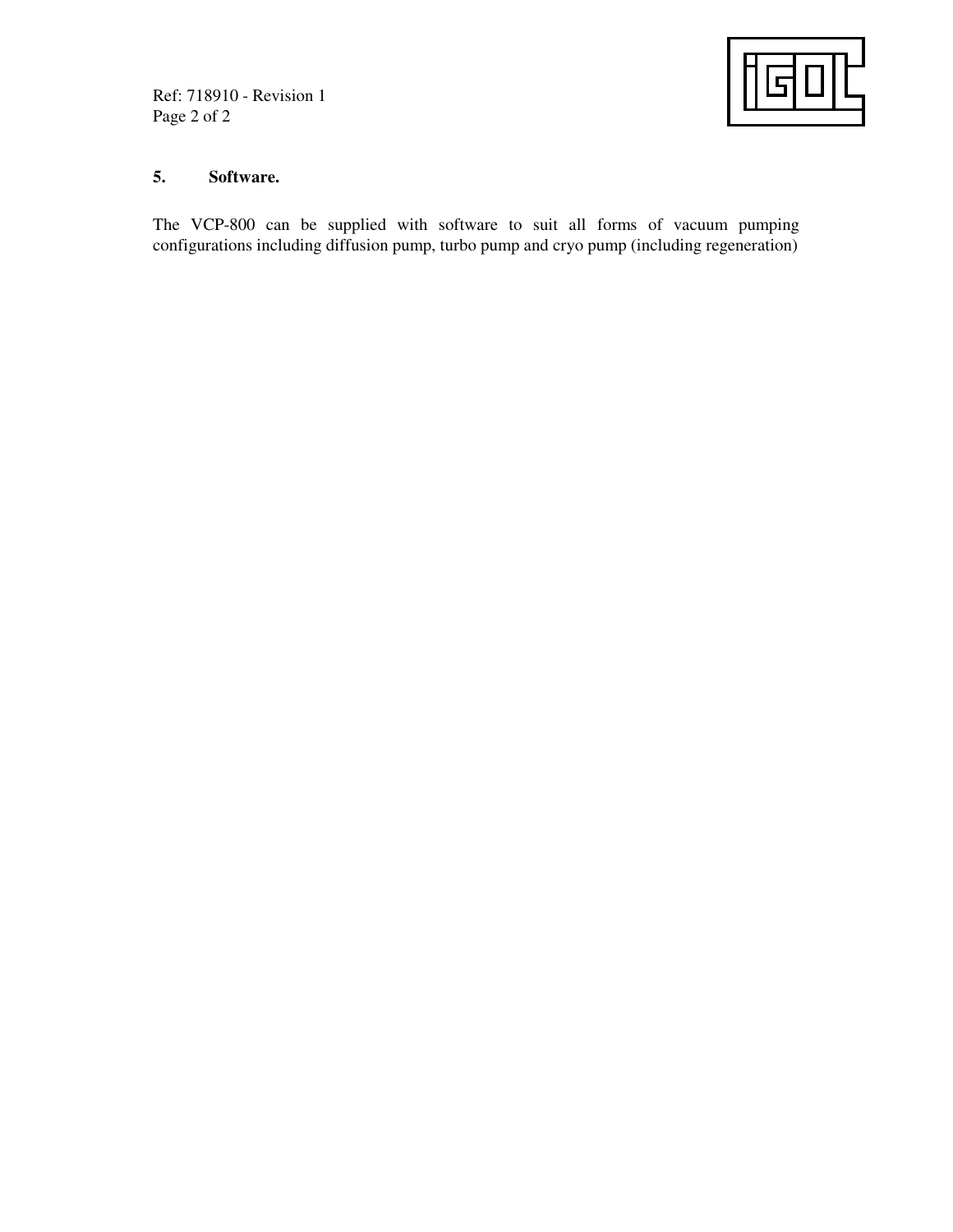## 5. Software.

The VCP-800 can be supplied with software to suit all forms of vacuum pumping configurations including diffusion pump, turbo pump and cryo pump (including regeneration)